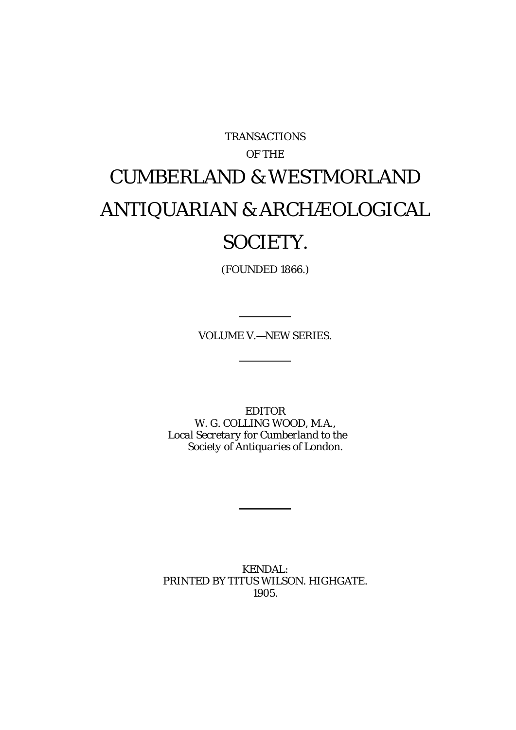TRANSACTIONS

OF THE

# CUMBERLAND & WESTMORLAND ANTIQUARIAN & ARCHÆOLOGICAL SOCIETY.

(FOUNDED 1866.)

---

VOLUME V.—NEW SERIES.

---

EDITOR

W. G. COLLING WOOD, M.A.,

*Local Secretary for Cumberland to the Society of Antiquaries of London.*

---

KENDAL:

PRINTED BY TITUS WILSON. HIGHGATE.

1905.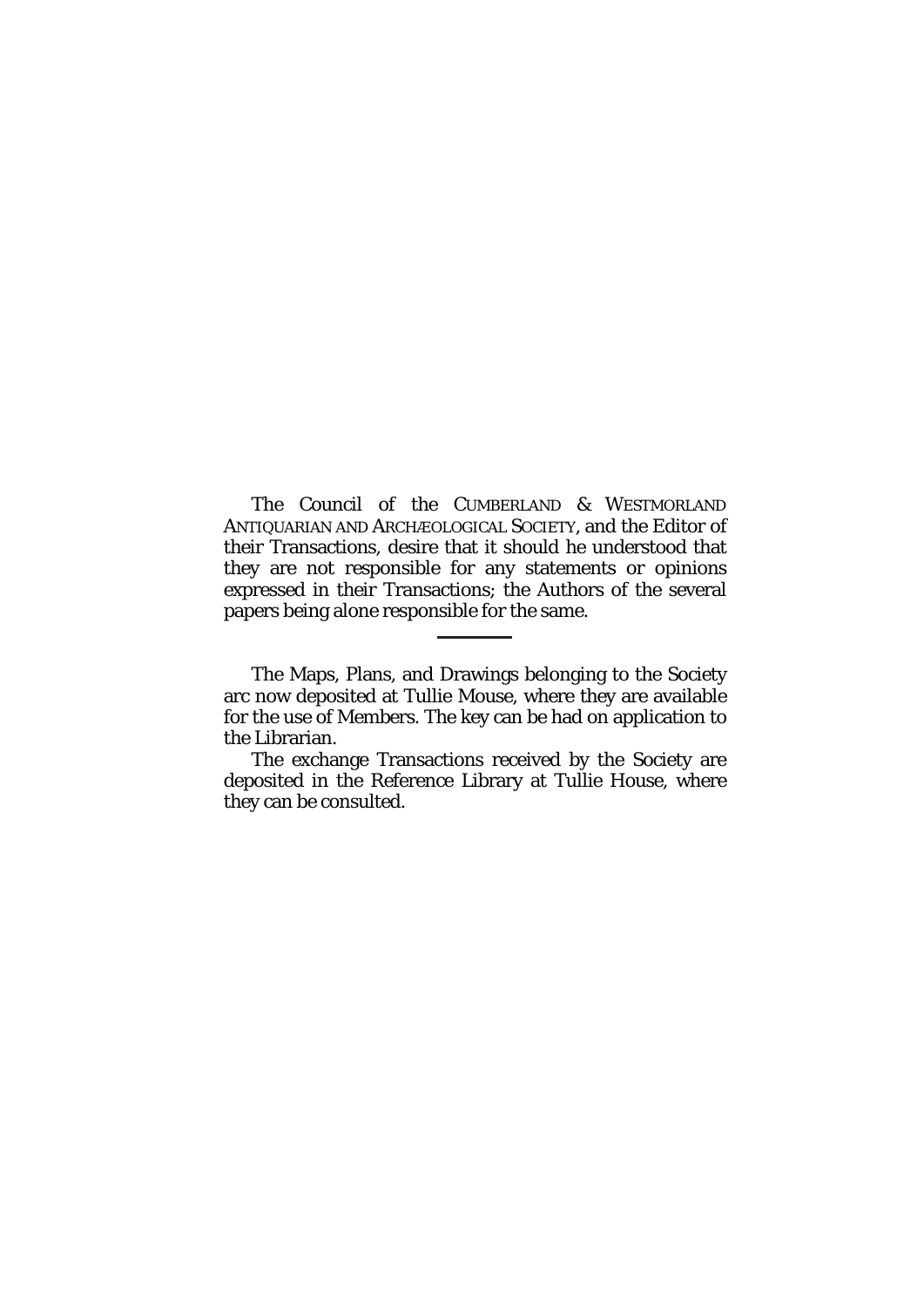The Council of the CUMBERLAND & WESTMORLAND ANTIQUARIAN AND ARCHÆOLOGICAL SOCIETY, and the Editor of their Transactions, desire that it should he understood that they are not responsible for any statements or opinions expressed in their Transactions; the Authors of the several papers being alone responsible for the same.

---

The Maps, Plans, and Drawings belonging to the Society arc now deposited at Tullie Mouse, where they are available for the use of Members. The key can be had on application to the Librarian.

The exchange Transactions received by the Society are deposited in the Reference Library at Tullie House, where they can be consulted.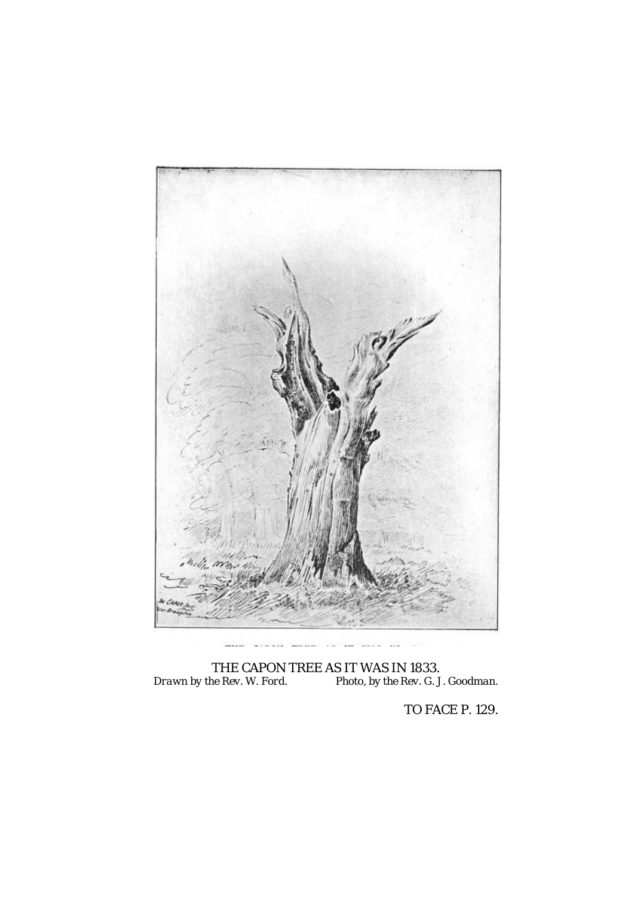THE CAPON TREE AS IT WAS IN 1833.

*Drawn by the Rev. W. Ford.* *Photo, by the Rev. G. J. Goodman.*

TO FACE P. 129.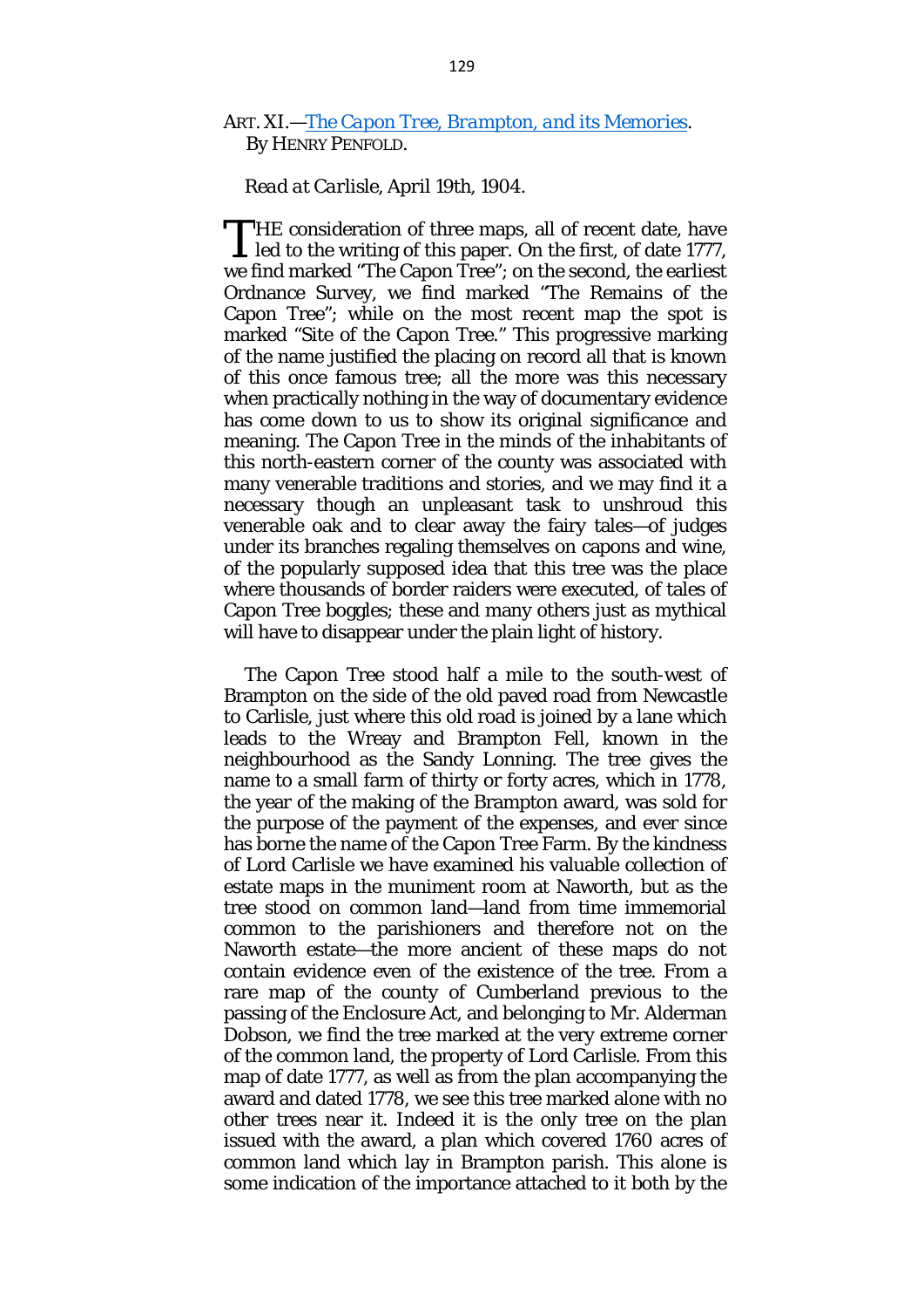ART. XI.—*The Capon Tree, Brampton, and its Memories*.
By HENRY PENFOLD.

*Read at Carlisle, April 19th, 1904.*

THE consideration of three maps, all of recent date, have led to the writing of this paper. On the first, of date 1777, we find marked "The Capon Tree"; on the second, the earliest Ordnance Survey, we find marked "The Remains of the Capon Tree"; while on the most recent map the spot is marked "Site of the Capon Tree." This progressive marking of the name justified the placing on record all that is known of this once famous tree; all the more was this necessary when practically nothing in the way of documentary evidence has come down to us to show its original significance and meaning. The Capon Tree in the minds of the inhabitants of this north-eastern corner of the county was associated with many venerable traditions and stories, and we may find it a necessary though an unpleasant task to unshroud this venerable oak and to clear away the fairy tales—of judges under its branches regaling themselves on capons and wine, of the popularly supposed idea that this tree was the place where thousands of border raiders were executed, of tales of Capon Tree boggles; these and many others just as mythical will have to disappear under the plain light of history.

The Capon Tree stood half a mile to the south-west of Brampton on the side of the old paved road from Newcastle to Carlisle, just where this old road is joined by a lane which leads to the Wreay and Brampton Fell, known in the neighbourhood as the Sandy Lonning. The tree gives the name to a small farm of thirty or forty acres, which in 1778, the year of the making of the Brampton award, was sold for the purpose of the payment of the expenses, and ever since has borne the name of the Capon Tree Farm. By the kindness of Lord Carlisle we have examined his valuable collection of estate maps in the muniment room at Naworth, but as the tree stood on common land—land from time immemorial common to the parishioners and therefore not on the Naworth estate—the more ancient of these maps do not contain evidence even of the existence of the tree. From a rare map of the county of Cumberland previous to the passing of the Enclosure Act, and belonging to Mr. Alderman Dobson, we find the tree marked at the very extreme corner of the common land, the property of Lord Carlisle. From this map of date 1777, as well as from the plan accompanying the award and dated 1778, we see this tree marked alone with no other trees near it. Indeed it is the only tree on the plan issued with the award, a plan which covered 1760 acres of common land which lay in Brampton parish. This alone is some indication of the importance attached to it both by the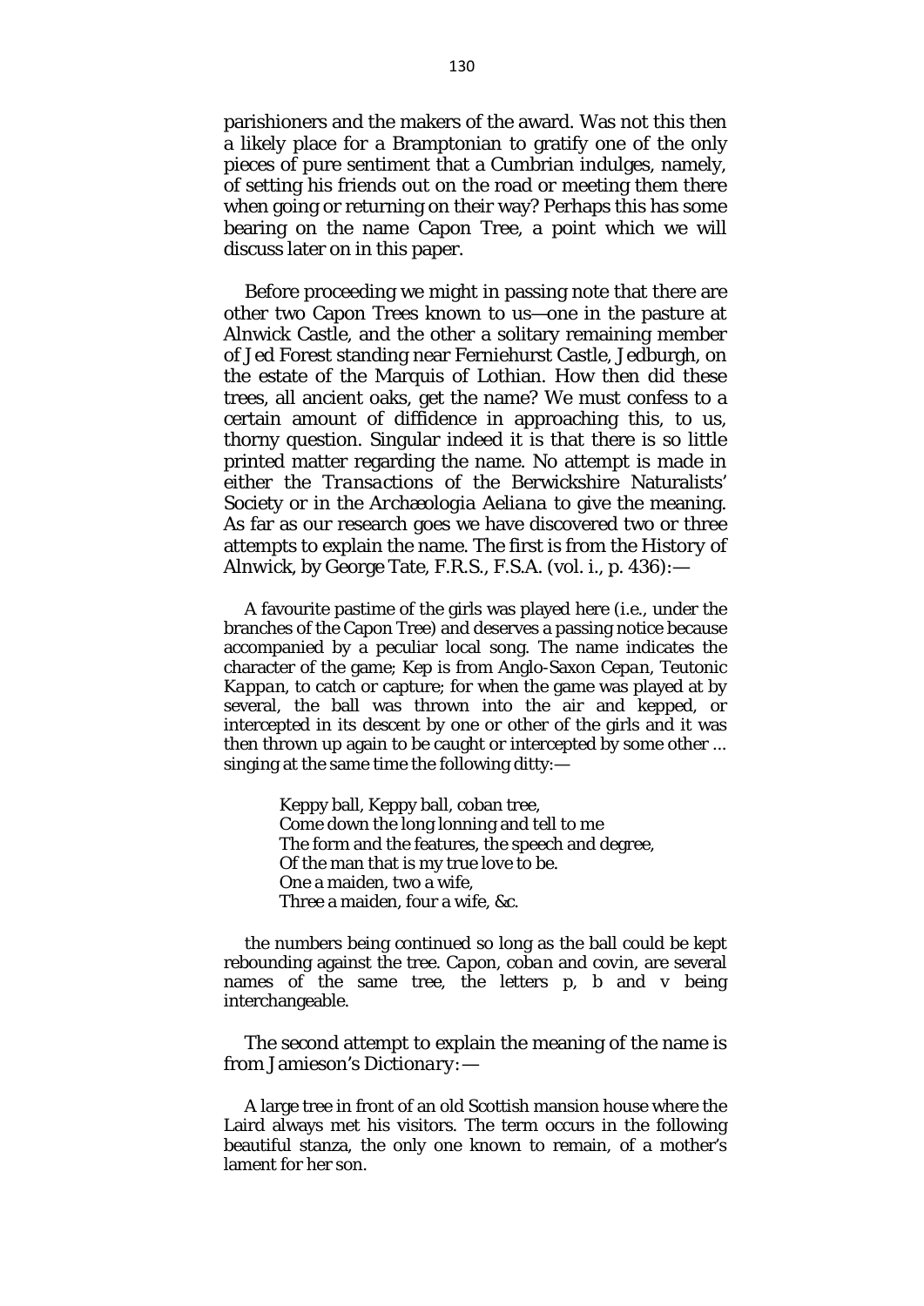parishioners and the makers of the award. Was not this then a likely place for a Bramptonian to gratify one of the only pieces of pure sentiment that a Cumbrian indulges, namely, of setting his friends out on the road or meeting them there when going or returning on their way? Perhaps this has some bearing on the name Capon Tree, a point which we will discuss later on in this paper.

Before proceeding we might in passing note that there are other two Capon Trees known to us—one in the pasture at Alnwick Castle, and the other a solitary remaining member of Jed Forest standing near Ferniehurst Castle, Jedburgh, on the estate of the Marquis of Lothian. How then did these trees, all ancient oaks, get the name? We must confess to a certain amount of diffidence in approaching this, to us, thorny question. Singular indeed it is that there is so little printed matter regarding the name. No attempt is made in either the *Transactions* of the Berwickshire Naturalists' Society or in the *Archæologia Aeliana* to give the meaning. As far as our research goes we have discovered two or three attempts to explain the name. The first is from the History of Alnwick, by George Tate, F.R.S., F.S.A. (vol. i., p. 436):—

> A favourite pastime of the girls was played here (i.e., under the branches of the Capon Tree) and deserves a passing notice because accompanied by a peculiar local song. The name indicates the character of the game; Kep is from Anglo-Saxon *Cepan*, Teutonic *Kappan*, to catch or capture; for when the game was played at by several, the ball was thrown into the air and kepped, or intercepted in its descent by one or other of the girls and it was then thrown up again to be caught or intercepted by some other ... singing at the same time the following ditty:—
>
> Keppy ball, Keppy ball, coban tree,
> Come down the long lonning and tell to me
> The form and the features, the speech and degree,
> Of the man that is my true love to be.
> One a maiden, two a wife,
> Three a maiden, four a wife, &c.
>
> the numbers being continued so long as the ball could be kept rebounding against the tree. *Capon*, *coban* and *covin*, are several names of the same tree, the letters p, b and v being interchangeable.

The second attempt to explain the meaning of the name is from Jamieson's *Dictionary*:—

> A large tree in front of an old Scottish mansion house where the Laird always met his visitors. The term occurs in the following beautiful stanza, the only one known to remain, of a mother's lament for her son.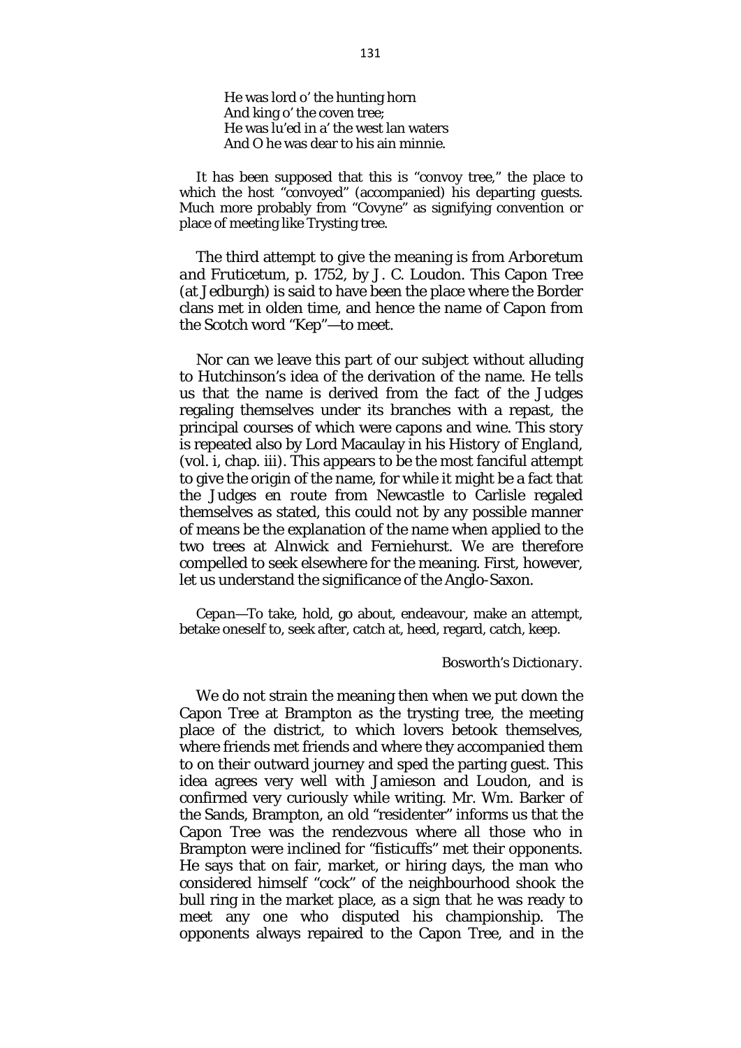> He was lord o' the hunting horn
> And king o' the coven tree;
> He was lu'ed in a' the west lan waters
> And O he was dear to his ain minnie.

It has been supposed that this is "convoy tree," the place to which the host "convoyed" (accompanied) his departing guests. Much more probably from "Covyne" as signifying convention or place of meeting like Trysting tree.

The third attempt to give the meaning is from *Arboretum and Fruticetum*, p. 1752, by J. C. Loudon. This Capon Tree (at Jedburgh) is said to have been the place where the Border clans met in olden time, and hence the name of Capon from the Scotch word "Kep"—to meet.

Nor can we leave this part of our subject without alluding to Hutchinson's idea of the derivation of the name. He tells us that the name is derived from the fact of the Judges regaling themselves under its branches with a repast, the principal courses of which were capons and wine. This story is repeated also by Lord Macaulay in his *History of England*, (vol. i, chap. iii). This appears to be the most fanciful attempt to give the origin of the name, for while it might be a fact that the Judges *en route* from Newcastle to Carlisle regaled themselves as stated, this could not by any possible manner of means be the explanation of the name when applied to the two trees at Alnwick and Ferniehurst. We are therefore compelled to seek elsewhere for the meaning. First, however, let us understand the significance of the Anglo-Saxon.

> *Cepan*—To take, hold, go about, endeavour, make an attempt, betake oneself to, seek after, catch at, heed, regard, catch, keep.
>
> *Bosworth's Dictionary.*

We do not strain the meaning then when we put down the Capon Tree at Brampton as the trysting tree, the meeting place of the district, to which lovers betook themselves, where friends met friends and where they accompanied them to on their outward journey and sped the parting guest. This idea agrees very well with Jamieson and Loudon, and is confirmed very curiously while writing. Mr. Wm. Barker of the Sands, Brampton, an old "residenter" informs us that the Capon Tree was the rendezvous where all those who in Brampton were inclined for "fisticuffs" met their opponents. He says that on fair, market, or hiring days, the man who considered himself "cock" of the neighbourhood shook the bull ring in the market place, as a sign that he was ready to meet any one who disputed his championship. The opponents always repaired to the Capon Tree, and in the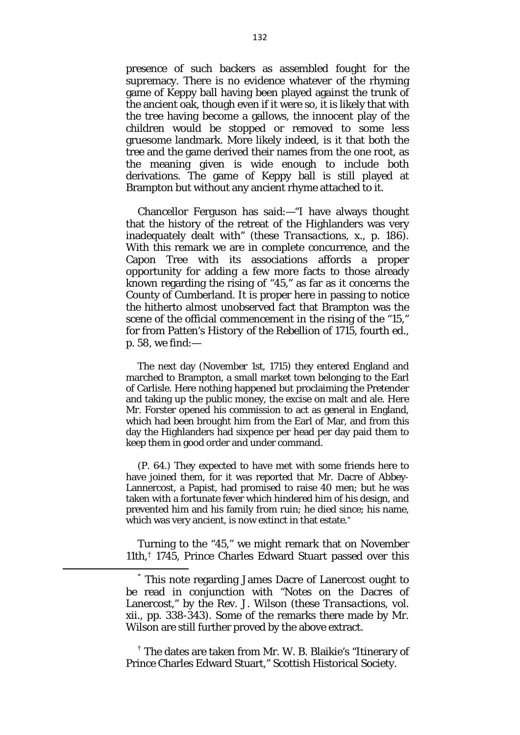presence of such backers as assembled fought for the supremacy. There is no evidence whatever of the rhyming game of Keppy ball having been played against the trunk of the ancient oak, though even if it were so, it is likely that with the tree having become a gallows, the innocent play of the children would be stopped or removed to some less gruesome landmark. More likely indeed, is it that both the tree and the game derived their names from the one root, as the meaning given is wide enough to include both derivations. The game of Keppy ball is still played at Brampton but without any ancient rhyme attached to it.

Chancellor Ferguson has said:—"I have always thought that the history of the retreat of the Highlanders was very inadequately dealt with" (these *Transactions*, x., p. 186). With this remark we are in complete concurrence, and the Capon Tree with its associations affords a proper opportunity for adding a few more facts to those already known regarding the rising of "45," as far as it concerns the County of Cumberland. It is proper here in passing to notice the hitherto almost unobserved fact that Brampton was the scene of the official commencement in the rising of the "15," for from Patten's *History of the Rebellion of 1715*, fourth ed., p. 58, we find:—

> The next day (November 1st, 1715) they entered England and marched to Brampton, a small market town belonging to the Earl of Carlisle. Here nothing happened but proclaiming the Pretender and taking up the public money, the excise on malt and ale. Here Mr. Forster opened his commission to act as general in England, which had been brought him from the Earl of Mar, and from this day the Highlanders had sixpence per head per day paid them to keep them in good order and under command.
>
> (P. 64.) They expected to have met with some friends here to have joined them, for it was reported that Mr. Dacre of Abbey-Lannercost, a Papist, had promised to raise 40 men; but he was taken with a fortunate fever which hindered him of his design, and prevented him and his family from ruin; he died since; his name, which was very ancient, is now extinct in that estate.*

Turning to the "45," we might remark that on November 11th,† 1745, Prince Charles Edward Stuart passed over this

---

* This note regarding James Dacre of Lanercost ought to be read in conjunction with "Notes on the Dacres of Lanercost," by the Rev. J. Wilson (these *Transactions*, vol. xii., pp. 338-343). Some of the remarks there made by Mr. Wilson are still further proved by the above extract.

† The dates are taken from Mr. W. B. Blaikie's "Itinerary of Prince Charles Edward Stuart," Scottish Historical Society.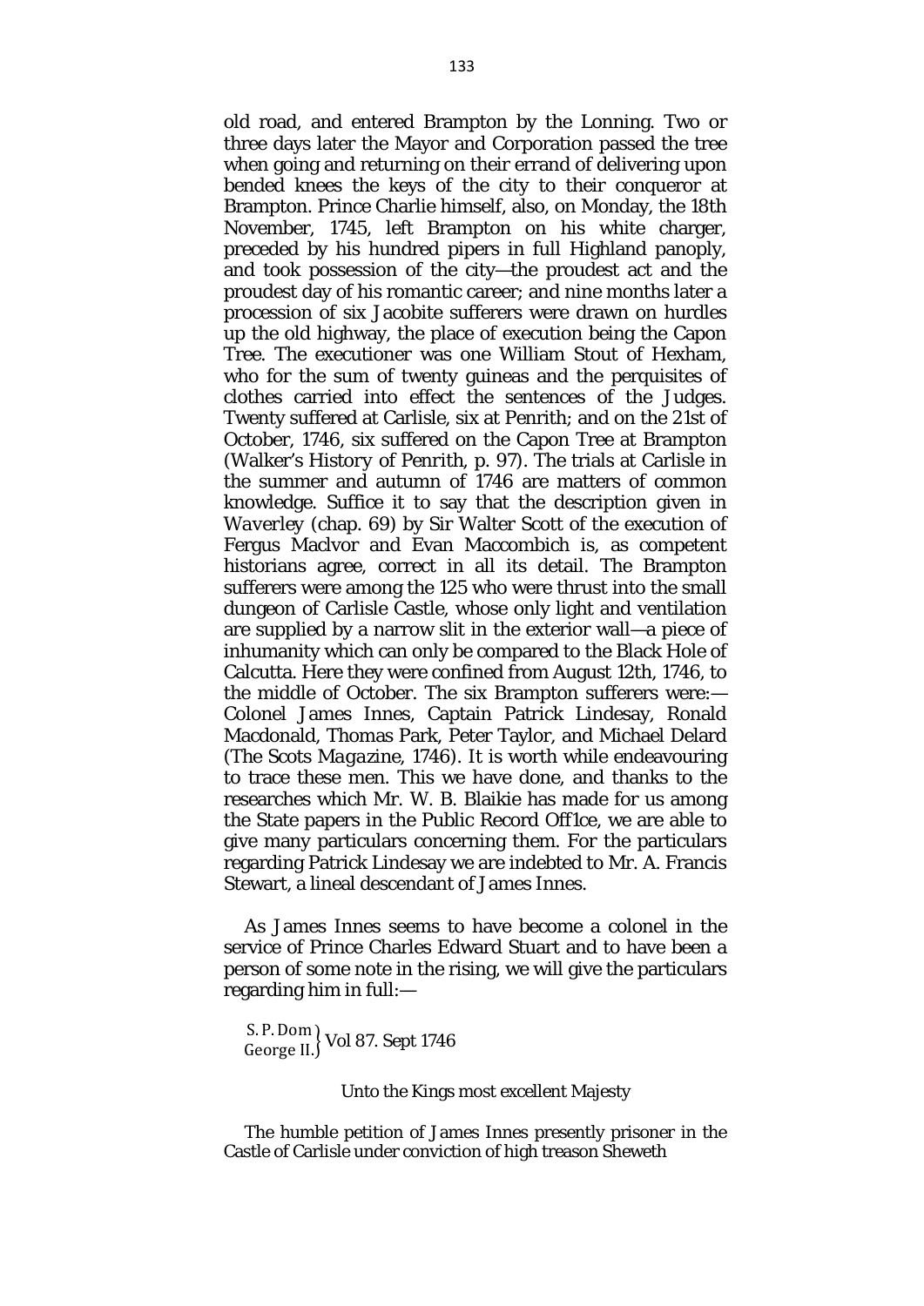old road, and entered Brampton by the Lonning. Two or three days later the Mayor and Corporation passed the tree when going and returning on their errand of delivering upon bended knees the keys of the city to their conqueror at Brampton. Prince Charlie himself, also, on Monday, the 18th November, 1745, left Brampton on his white charger, preceded by his hundred pipers in full Highland panoply, and took possession of the city—the proudest act and the proudest day of his romantic career; and nine months later a procession of six Jacobite sufferers were drawn on hurdles up the old highway, the place of execution being the Capon Tree. The executioner was one William Stout of Hexham, who for the sum of twenty guineas and the perquisites of clothes carried into effect the sentences of the Judges. Twenty suffered at Carlisle, six at Penrith; and on the 21st of October, 1746, six suffered on the Capon Tree at Brampton (Walker's History of Penrith, p. 97). The trials at Carlisle in the summer and autumn of 1746 are matters of common knowledge. Suffice it to say that the description given in *Waverley* (chap. 69) by Sir Walter Scott of the execution of Fergus MacIvor and Evan Maccombich is, as competent historians agree, correct in all its detail. The Brampton sufferers were among the 125 who were thrust into the small dungeon of Carlisle Castle, whose only light and ventilation are supplied by a narrow slit in the exterior wall—a piece of inhumanity which can only be compared to the Black Hole of Calcutta. Here they were confined from August 12th, 1746, to the middle of October. The six Brampton sufferers were:—Colonel James Innes, Captain Patrick Lindesay, Ronald Macdonald, Thomas Park, Peter Taylor, and Michael Delard (*The Scots Magazine*, 1746). It is worth while endeavouring to trace these men. This we have done, and thanks to the researches which Mr. W. B. Blaikie has made for us among the State papers in the Public Record Off1ce, we are able to give many particulars concerning them. For the particulars regarding Patrick Lindesay we are indebted to Mr. A. Francis Stewart, a lineal descendant of James Innes.

As James Innes seems to have become a colonel in the service of Prince Charles Edward Stuart and to have been a person of some note in the rising, we will give the particulars regarding him in full:—

S. P. Dom George II. } Vol 87. Sept 1746

Unto the Kings most excellent Majesty

The humble petition of James Innes presently prisoner in the Castle of Carlisle under conviction of high treason Sheweth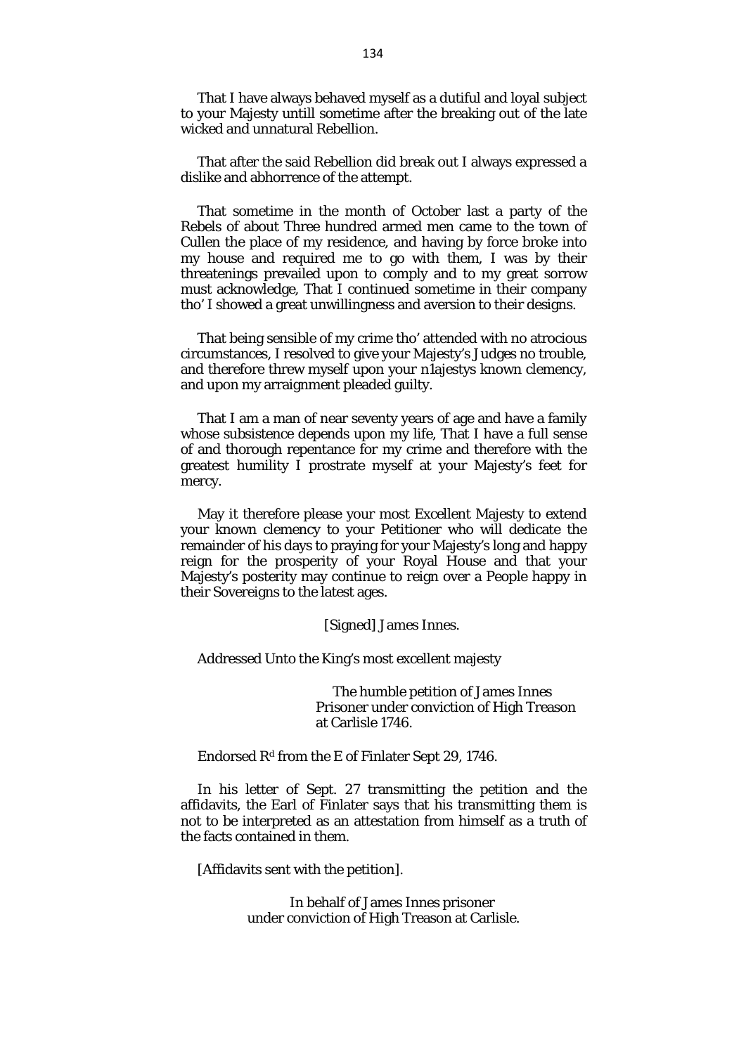That I have always behaved myself as a dutiful and loyal subject to your Majesty untill sometime after the breaking out of the late wicked and unnatural Rebellion.

That after the said Rebellion did break out I always expressed a dislike and abhorrence of the attempt.

That sometime in the month of October last a party of the Rebels of about Three hundred armed men came to the town of Cullen the place of my residence, and having by force broke into my house and required me to go with them, I was by their threatenings prevailed upon to comply and to my great sorrow must acknowledge, That I continued sometime in their company tho' I showed a great unwillingness and aversion to their designs.

That being sensible of my crime tho' attended with no atrocious circumstances, I resolved to give your Majesty's Judges no trouble, and therefore threw myself upon your n1ajestys known clemency, and upon my arraignment pleaded guilty.

That I am a man of near seventy years of age and have a family whose subsistence depends upon my life, That I have a full sense of and thorough repentance for my crime and therefore with the greatest humility I prostrate myself at your Majesty's feet for mercy.

May it therefore please your most Excellent Majesty to extend your known clemency to your Petitioner who will dedicate the remainder of his days to praying for your Majesty's long and happy reign for the prosperity of your Royal House and that your Majesty's posterity may continue to reign over a People happy in their Sovereigns to the latest ages.

[Signed] James Innes.

Addressed Unto the King's most excellent majesty

The humble petition of James Innes
Prisoner under conviction of High Treason
at Carlisle 1746.

Endorsed R^d from the E of Finlater Sept 29, 1746.

In his letter of Sept. 27 transmitting the petition and the affidavits, the Earl of Finlater says that his transmitting them is not to be interpreted as an attestation from himself as a truth of the facts contained in them.

[Affidavits sent with the petition].

In behalf of James Innes prisoner
under conviction of High Treason at Carlisle.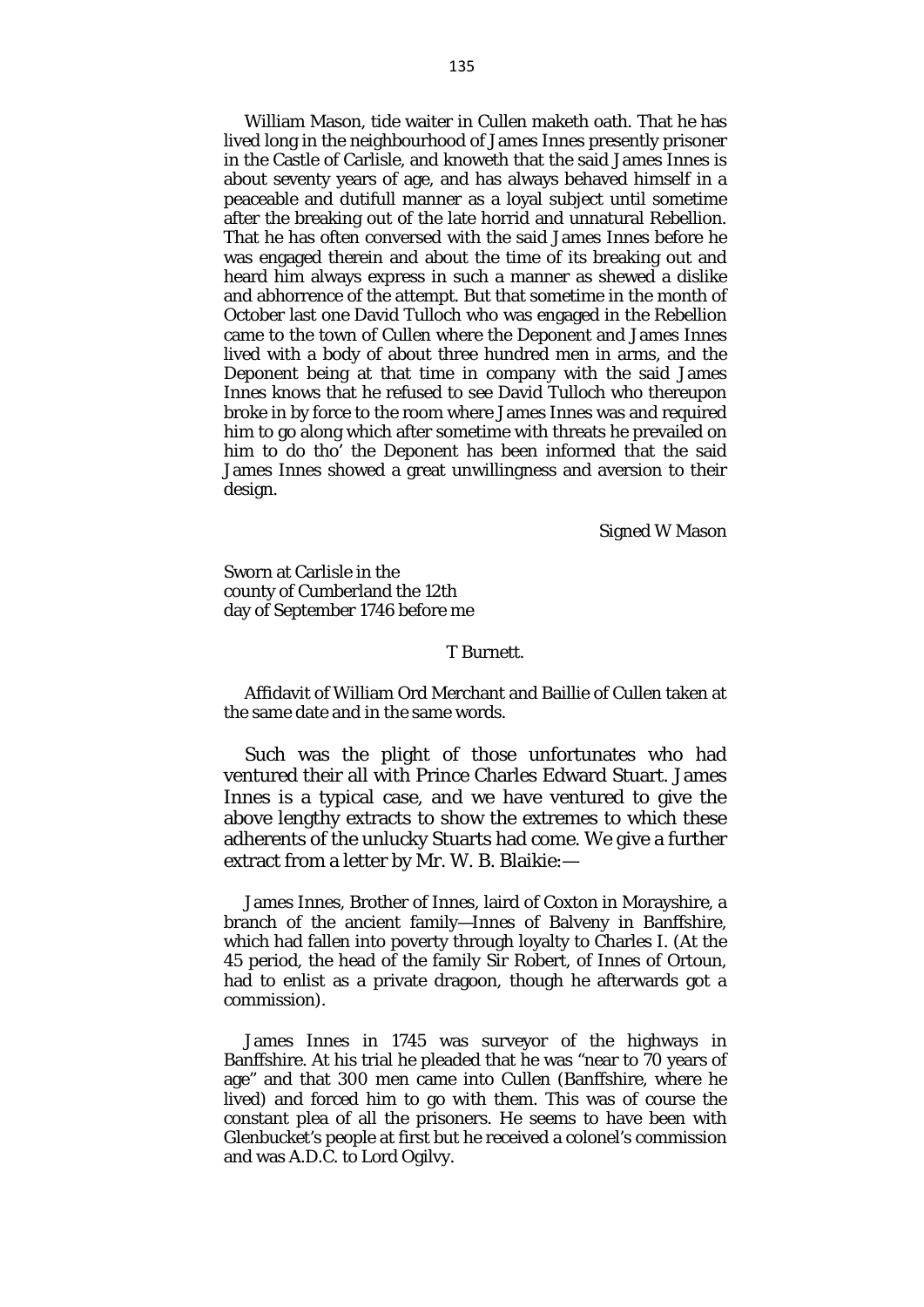William Mason, tide waiter in Cullen maketh oath. That he has lived long in the neighbourhood of James Innes presently prisoner in the Castle of Carlisle, and knoweth that the said James Innes is about seventy years of age, and has always behaved himself in a peaceable and dutifull manner as a loyal subject until sometime after the breaking out of the late horrid and unnatural Rebellion. That he has often conversed with the said James Innes before he was engaged therein and about the time of its breaking out and heard him always express in such a manner as shewed a dislike and abhorrence of the attempt. But that sometime in the month of October last one David Tulloch who was engaged in the Rebellion came to the town of Cullen where the Deponent and James Innes lived with a body of about three hundred men in arms, and the Deponent being at that time in company with the said James Innes knows that he refused to see David Tulloch who thereupon broke in by force to the room where James Innes was and required him to go along which after sometime with threats he prevailed on him to do tho' the Deponent has been informed that the said James Innes showed a great unwillingness and aversion to their design.

Signed W Mason

Sworn at Carlisle in the
county of Cumberland the 12th
day of September 1746 before me

T Burnett.

Affidavit of William Ord Merchant and Baillie of Cullen taken at the same date and in the same words.

Such was the plight of those unfortunates who had ventured their all with Prince Charles Edward Stuart. James Innes is a typical case, and we have ventured to give the above lengthy extracts to show the extremes to which these adherents of the unlucky Stuarts had come. We give a further extract from a letter by Mr. W. B. Blaikie:—

James Innes, Brother of Innes, laird of Coxton in Morayshire, a branch of the ancient family—Innes of Balveny in Banffshire, which had fallen into poverty through loyalty to Charles I. (At the 45 period, the head of the family Sir Robert, of Innes of Ortoun, had to enlist as a private dragoon, though he afterwards got a commission).

James Innes in 1745 was surveyor of the highways in Banffshire. At his trial he pleaded that he was "near to 70 years of age" and that 300 men came into Cullen (Banffshire, where he lived) and forced him to go with them. This was of course the constant plea of all the prisoners. He seems to have been with Glenbucket's people at first but he received a colonel's commission and was A.D.C. to Lord Ogilvy.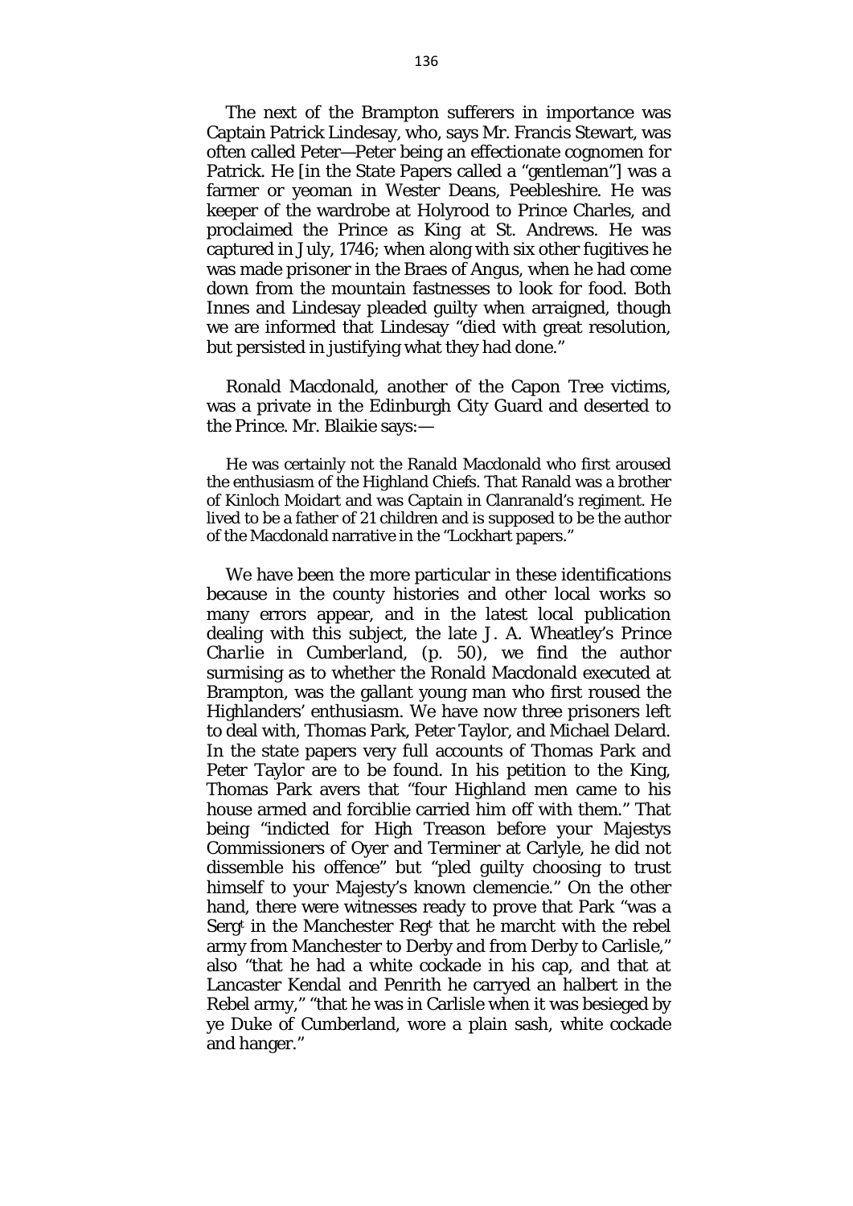The next of the Brampton sufferers in importance was Captain Patrick Lindesay, who, says Mr. Francis Stewart, was often called Peter—Peter being an effectionate cognomen for Patrick. He [in the State Papers called a "gentleman"] was a farmer or yeoman in Wester Deans, Peebleshire. He was keeper of the wardrobe at Holyrood to Prince Charles, and proclaimed the Prince as King at St. Andrews. He was captured in July, 1746; when along with six other fugitives he was made prisoner in the Braes of Angus, when he had come down from the mountain fastnesses to look for food. Both Innes and Lindesay pleaded guilty when arraigned, though we are informed that Lindesay "died with great resolution, but persisted in justifying what they had done."

Ronald Macdonald, another of the Capon Tree victims, was a private in the Edinburgh City Guard and deserted to the Prince. Mr. Blaikie says:—

> He was certainly not the Ranald Macdonald who first aroused the enthusiasm of the Highland Chiefs. That Ranald was a brother of Kinloch Moidart and was Captain in Clanranald's regiment. He lived to be a father of 21 children and is supposed to be the author of the Macdonald narrative in the "Lockhart papers."

We have been the more particular in these identifications because in the county histories and other local works so many errors appear, and in the latest local publication dealing with this subject, the late J. A. Wheatley's *Prince Charlie in Cumberland*, (p. 50), we find the author surmising as to whether the Ronald Macdonald executed at Brampton, was the gallant young man who first roused the Highlanders' enthusiasm. We have now three prisoners left to deal with, Thomas Park, Peter Taylor, and Michael Delard. In the state papers very full accounts of Thomas Park and Peter Taylor are to be found. In his petition to the King, Thomas Park avers that "four Highland men came to his house armed and forciblie carried him off with them." That being "indicted for High Treason before your Majestys Commissioners of Oyer and Terminer at Carlyle, he did not dissemble his offence" but "pled guilty choosing to trust himself to your Majesty's known clemencie." On the other hand, there were witnesses ready to prove that Park "was a Sergt in the Manchester Regt that he marcht with the rebel army from Manchester to Derby and from Derby to Carlisle," also "that he had a white cockade in his cap, and that at Lancaster Kendal and Penrith he carryed an halbert in the Rebel army," "that he was in Carlisle when it was besieged by ye Duke of Cumberland, wore a plain sash, white cockade and hanger."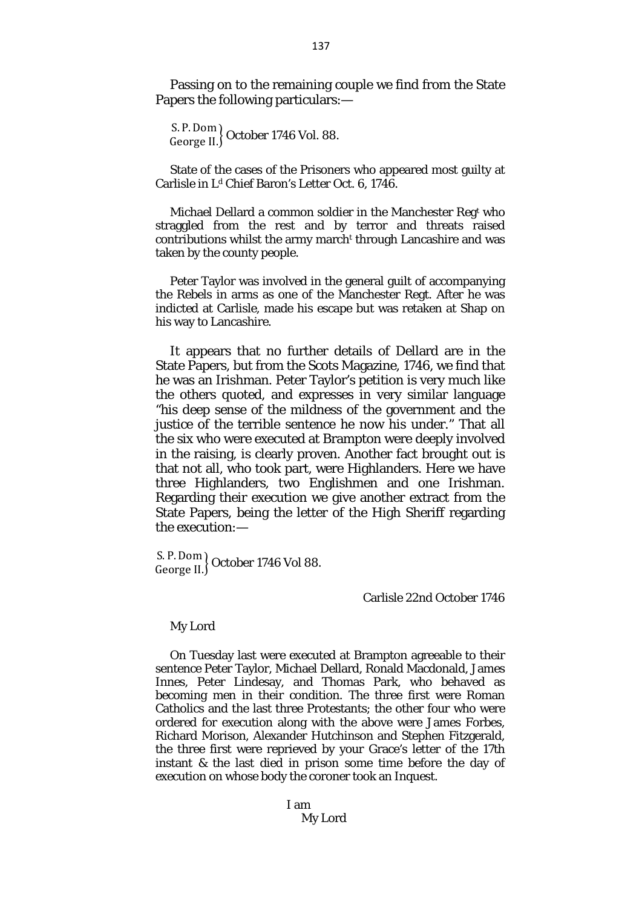Passing on to the remaining couple we find from the State Papers the following particulars:—

S. P. Dom George II. } October 1746 Vol. 88.

State of the cases of the Prisoners who appeared most guilty at Carlisle in L[d] Chief Baron's Letter Oct. 6, 1746.

Michael Dellard a common soldier in the Manchester Reg[t] who straggled from the rest and by terror and threats raised contributions whilst the army march[t] through Lancashire and was taken by the county people.

Peter Taylor was involved in the general guilt of accompanying the Rebels in arms as one of the Manchester Regt. After he was indicted at Carlisle, made his escape but was retaken at Shap on his way to Lancashire.

It appears that no further details of Dellard are in the State Papers, but from the Scots Magazine, 1746, we find that he was an Irishman. Peter Taylor's petition is very much like the others quoted, and expresses in very similar language "his deep sense of the mildness of the government and the justice of the terrible sentence he now his under." That all the six who were executed at Brampton were deeply involved in the raising, is clearly proven. Another fact brought out is that not all, who took part, were Highlanders. Here we have three Highlanders, two Englishmen and one Irishman. Regarding their execution we give another extract from the State Papers, being the letter of the High Sheriff regarding the execution:—

S. P. Dom George II. } October 1746 Vol 88.

Carlisle 22nd October 1746

My Lord

On Tuesday last were executed at Brampton agreeable to their sentence Peter Taylor, Michael Dellard, Ronald Macdonald, James Innes, Peter Lindesay, and Thomas Park, who behaved as becoming men in their condition. The three first were Roman Catholics and the last three Protestants; the other four who were ordered for execution along with the above were James Forbes, Richard Morison, Alexander Hutchinson and Stephen Fitzgerald, the three first were reprieved by your Grace's letter of the 17th instant & the last died in prison some time before the day of execution on whose body the coroner took an Inquest.

I am
My Lord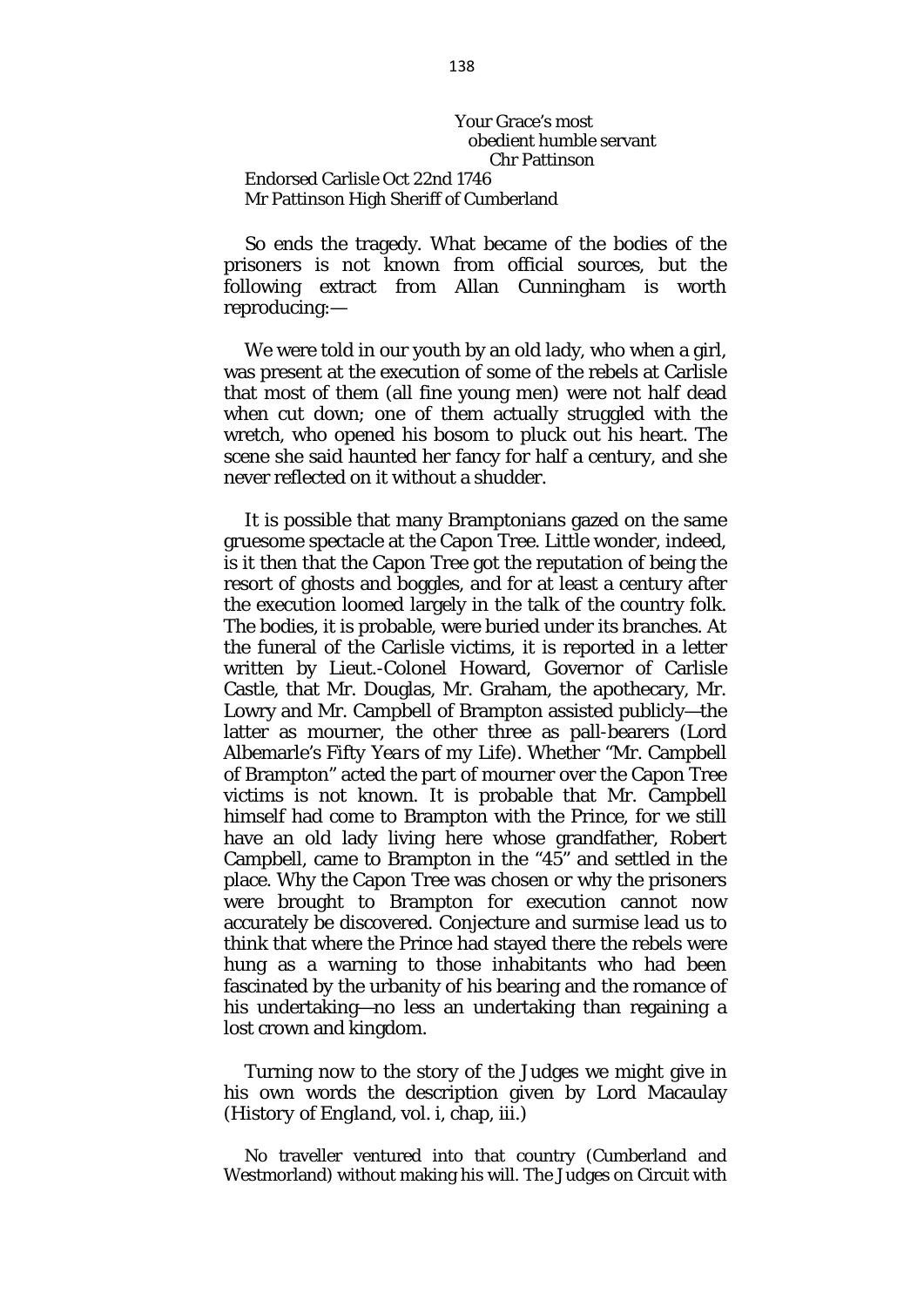Your Grace's most
obedient humble servant
Chr Pattinson

Endorsed Carlisle Oct 22nd 1746
Mr Pattinson High Sheriff of Cumberland

So ends the tragedy. What became of the bodies of the prisoners is not known from official sources, but the following extract from Allan Cunningham is worth reproducing:—

> We were told in our youth by an old lady, who when a girl, was present at the execution of some of the rebels at Carlisle that most of them (all fine young men) were not half dead when cut down; one of them actually struggled with the wretch, who opened his bosom to pluck out his heart. The scene she said haunted her fancy for half a century, and she never reflected on it without a shudder.

It is possible that many Bramptonians gazed on the same gruesome spectacle at the Capon Tree. Little wonder, indeed, is it then that the Capon Tree got the reputation of being the resort of ghosts and boggles, and for at least a century after the execution loomed largely in the talk of the country folk. The bodies, it is probable, were buried under its branches. At the funeral of the Carlisle victims, it is reported in a letter written by Lieut.-Colonel Howard, Governor of Carlisle Castle, that Mr. Douglas, Mr. Graham, the apothecary, Mr. Lowry and Mr. Campbell of Brampton assisted publicly—the latter as mourner, the other three as pall-bearers (Lord Albemarle's *Fifty Years of my Life*). Whether "Mr. Campbell of Brampton" acted the part of mourner over the Capon Tree victims is not known. It is probable that Mr. Campbell himself had come to Brampton with the Prince, for we still have an old lady living here whose grandfather, Robert Campbell, came to Brampton in the "45" and settled in the place. Why the Capon Tree was chosen or why the prisoners were brought to Brampton for execution cannot now accurately be discovered. Conjecture and surmise lead us to think that where the Prince had stayed there the rebels were hung as a warning to those inhabitants who had been fascinated by the urbanity of his bearing and the romance of his undertaking—no less an undertaking than regaining a lost crown and kingdom.

Turning now to the story of the Judges we might give in his own words the description given by Lord Macaulay (*History of England*, vol. i, chap, iii.)

> No traveller ventured into that country (Cumberland and Westmorland) without making his will. The Judges on Circuit with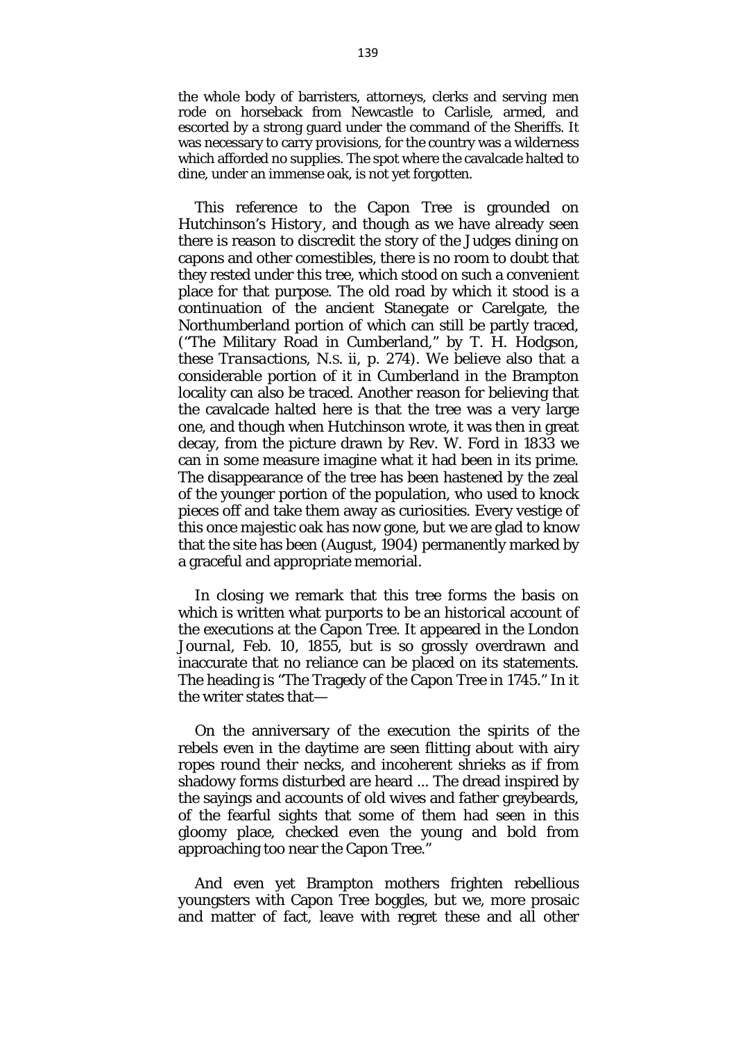the whole body of barristers, attorneys, clerks and serving men rode on horseback from Newcastle to Carlisle, armed, and escorted by a strong guard under the command of the Sheriffs. It was necessary to carry provisions, for the country was a wilderness which afforded no supplies. The spot where the cavalcade halted to dine, under an immense oak, is not yet forgotten.

This reference to the Capon Tree is grounded on Hutchinson's *History*, and though as we have already seen there is reason to discredit the story of the Judges dining on capons and other comestibles, there is no room to doubt that they rested under this tree, which stood on such a convenient place for that purpose. The old road by which it stood is a continuation of the ancient Stanegate or Carelgate, the Northumberland portion of which can still be partly traced, ("The Military Road in Cumberland," by T. H. Hodgson, these *Transactions*, N.S. ii, p. 274). We believe also that a considerable portion of it in Cumberland in the Brampton locality can also be traced. Another reason for believing that the cavalcade halted here is that the tree was a very large one, and though when Hutchinson wrote, it was then in great decay, from the picture drawn by Rev. W. Ford in 1833 we can in some measure imagine what it had been in its prime. The disappearance of the tree has been hastened by the zeal of the younger portion of the population, who used to knock pieces off and take them away as curiosities. Every vestige of this once majestic oak has now gone, but we are glad to know that the site has been (August, 1904) permanently marked by a graceful and appropriate memorial.

In closing we remark that this tree forms the basis on which is written what purports to be an historical account of the executions at the Capon Tree. It appeared in the London *Journal*, Feb. 10, 1855, but is so grossly overdrawn and inaccurate that no reliance can be placed on its statements. The heading is "The Tragedy of the Capon Tree in 1745." In it the writer states that—

On the anniversary of the execution the spirits of the rebels even in the daytime are seen flitting about with airy ropes round their necks, and incoherent shrieks as if from shadowy forms disturbed are heard ... The dread inspired by the sayings and accounts of old wives and father greybeards, of the fearful sights that some of them had seen in this gloomy place, checked even the young and bold from approaching too near the Capon Tree."

And even yet Brampton mothers frighten rebellious youngsters with Capon Tree boggles, but we, more prosaic and matter of fact, leave with regret these and all other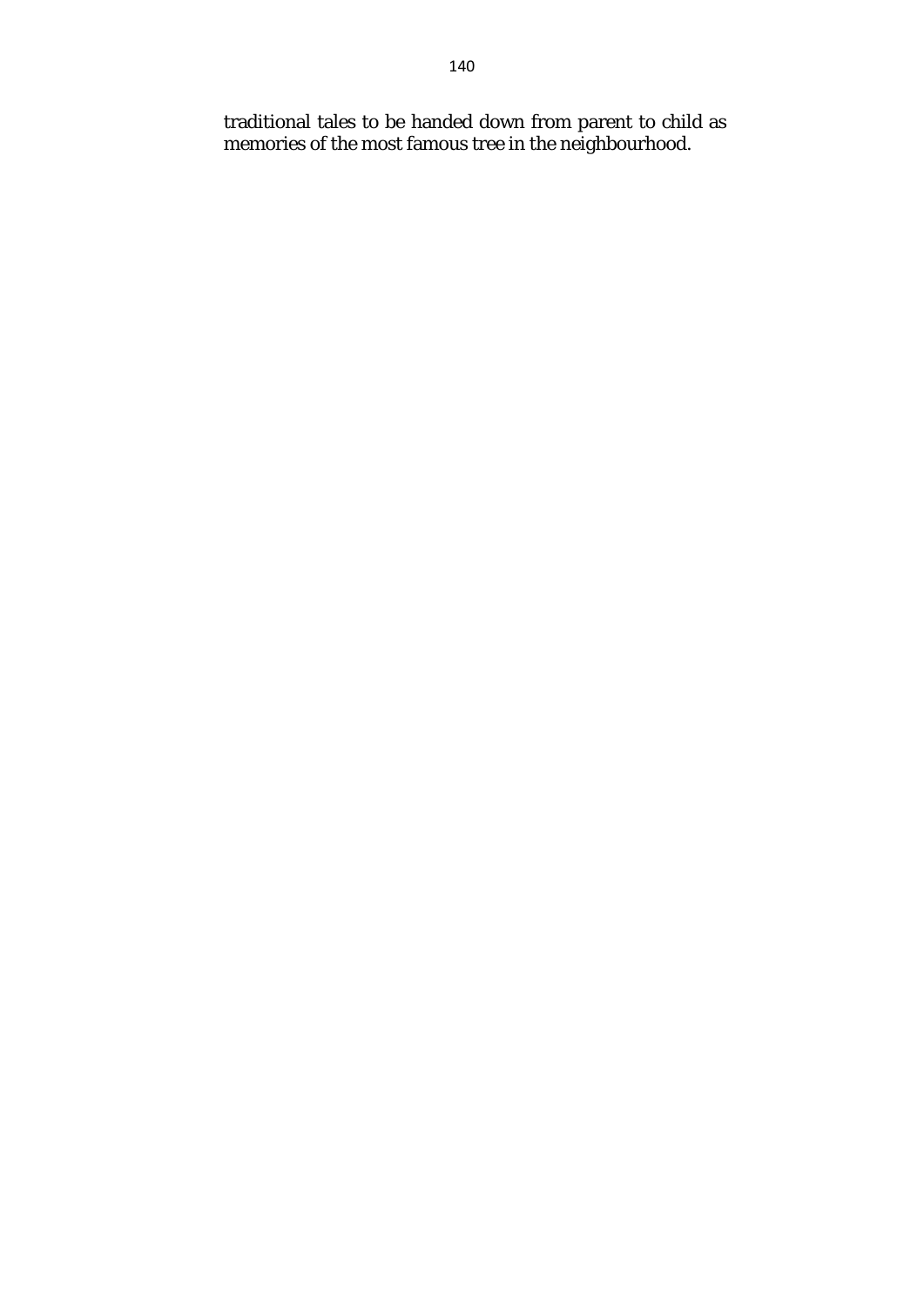traditional tales to be handed down from parent to child as memories of the most famous tree in the neighbourhood.